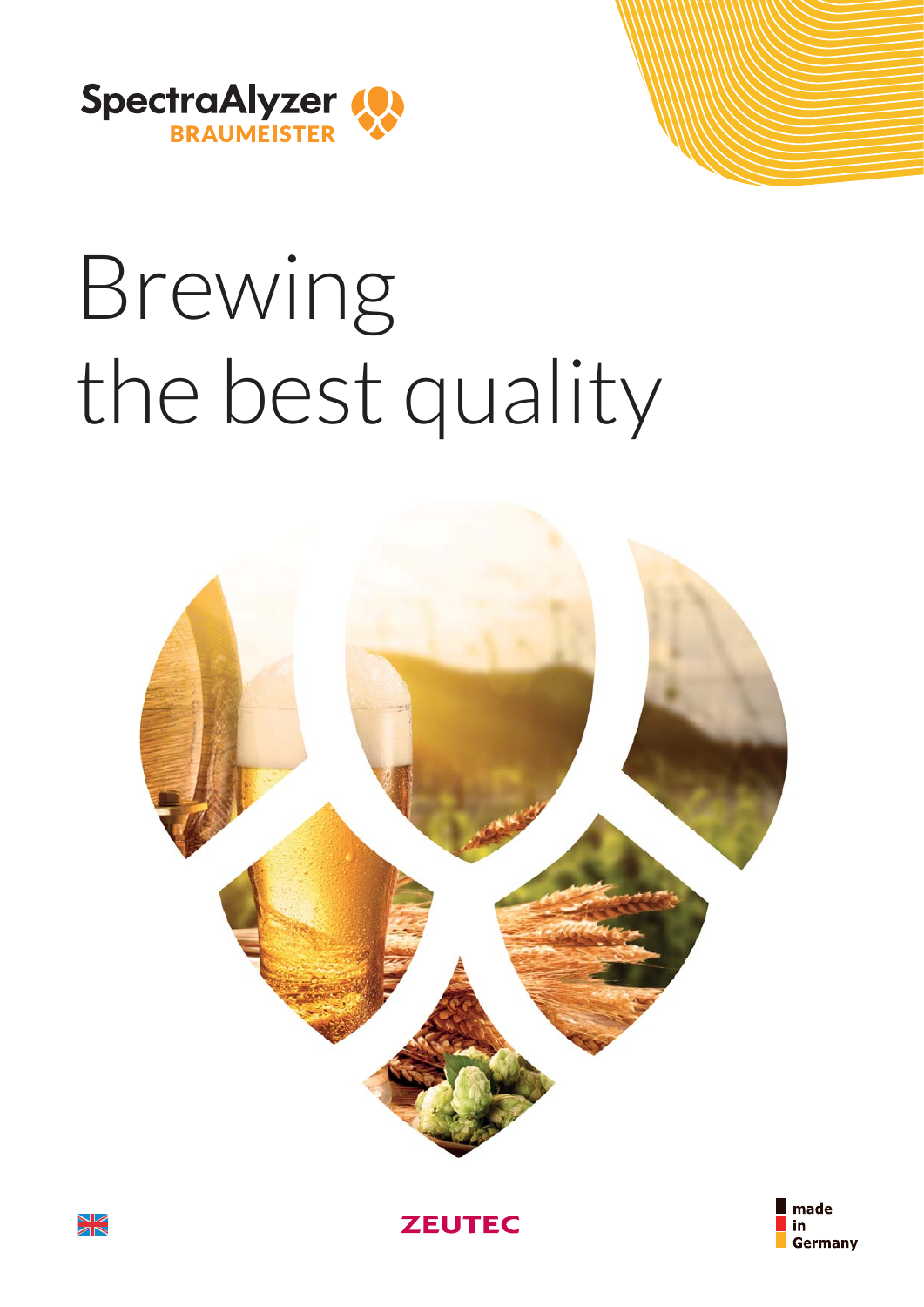SpectraAlyzer BRAUMEISTER

# Brewing the best quality

ZEUTEC

made in Germany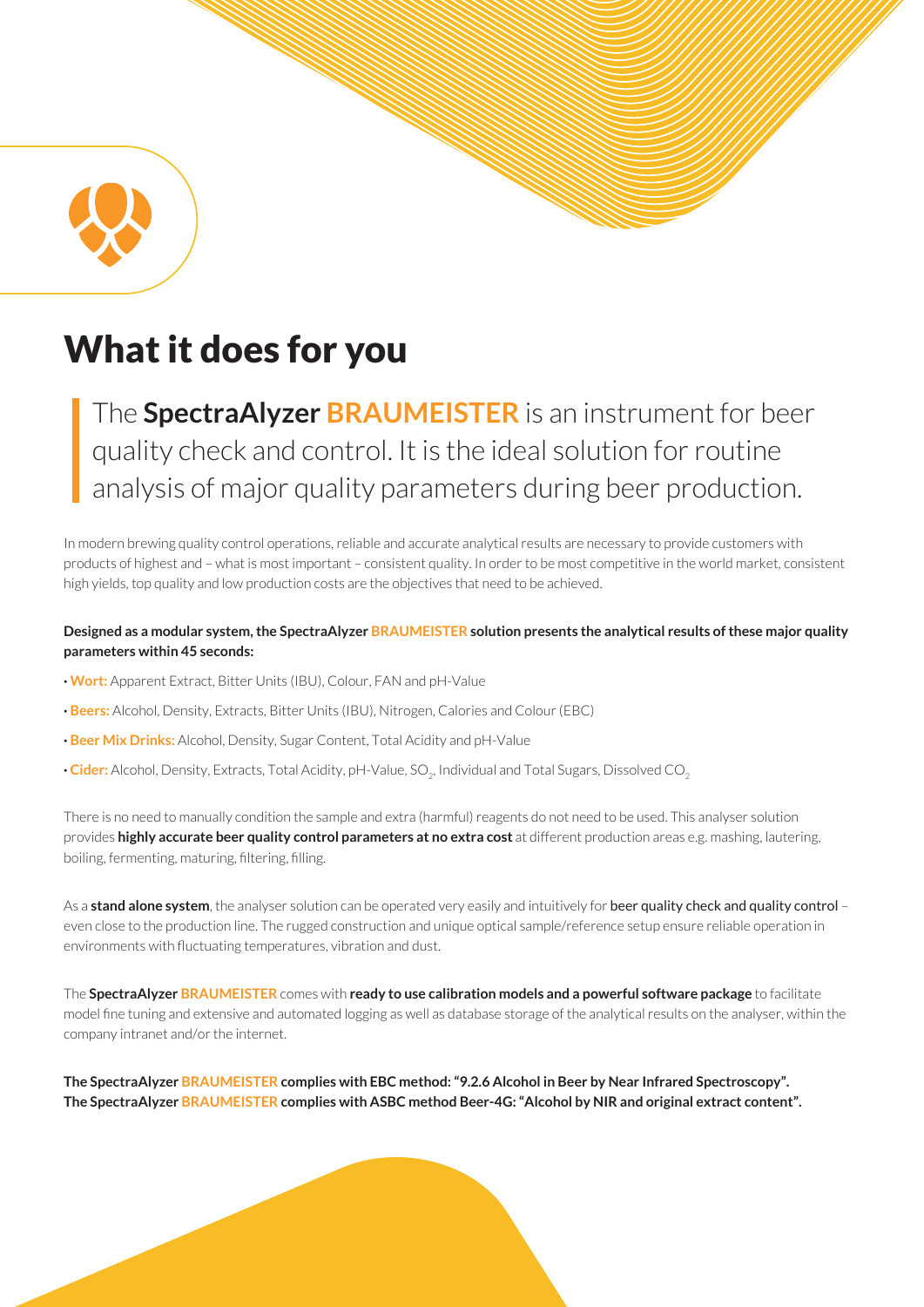# What it does for you

The **SpectraAlyzer BRAUMEISTER** is an instrument for beer quality check and control. It is the ideal solution for routine analysis of major quality parameters during beer production.

In modern brewing quality control operations, reliable and accurate analytical results are necessary to provide customers with products of highest and – what is most important – consistent quality. In order to be most competitive in the world market, consistent high yields, top quality and low production costs are the objectives that need to be achieved.

**Designed as a modular system, the SpectraAlyzer BRAUMEISTER solution presents the analytical results of these major quality parameters within 45 seconds:**

- **Wort:** Apparent Extract, Bitter Units (IBU), Colour, FAN and pH-Value
- **Beers:** Alcohol, Density, Extracts, Bitter Units (IBU), Nitrogen, Calories and Colour (EBC)
- **Beer Mix Drinks:** Alcohol, Density, Sugar Content, Total Acidity and pH-Value
- **Cider:** Alcohol, Density, Extracts, Total Acidity, pH-Value, $SO_2$, Individual and Total Sugars, Dissolved $CO_2$

There is no need to manually condition the sample and extra (harmful) reagents do not need to be used. This analyser solution provides **highly accurate beer quality control parameters at no extra cost** at different production areas e.g. mashing, lautering, boiling, fermenting, maturing, filtering, filling.

As a **stand alone system**, the analyser solution can be operated very easily and intuitively for **beer quality check and quality control** – even close to the production line. The rugged construction and unique optical sample/reference setup ensure reliable operation in environments with fluctuating temperatures, vibration and dust.

The **SpectraAlyzer BRAUMEISTER** comes with **ready to use calibration models and a powerful software package** to facilitate model fine tuning and extensive and automated logging as well as database storage of the analytical results on the analyser, within the company intranet and/or the internet.

**The SpectraAlyzer BRAUMEISTER complies with EBC method: "9.2.6 Alcohol in Beer by Near Infrared Spectroscopy".**
**The SpectraAlyzer BRAUMEISTER complies with ASBC method Beer-4G: "Alcohol by NIR and original extract content".**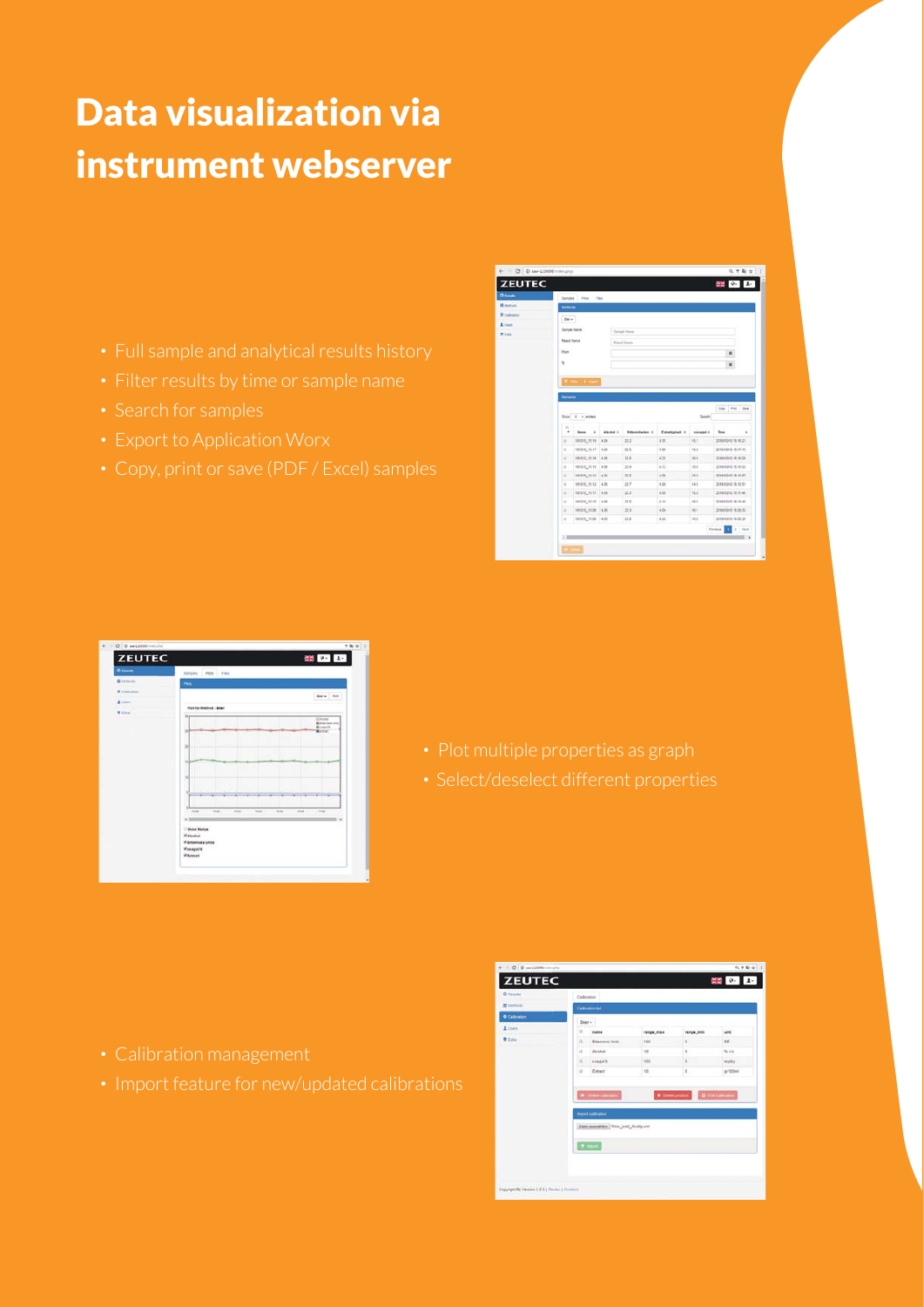# Data visualization via instrument webserver

- Full sample and analytical results history
- Filter results by time or sample name
- Search for samples
- Export to Application Worx
- Copy, print or save (PDF / Excel) samples

- Plot multiple properties as graph
- Select/deselect different properties

- Calibration management
- Import feature for new/updated calibrations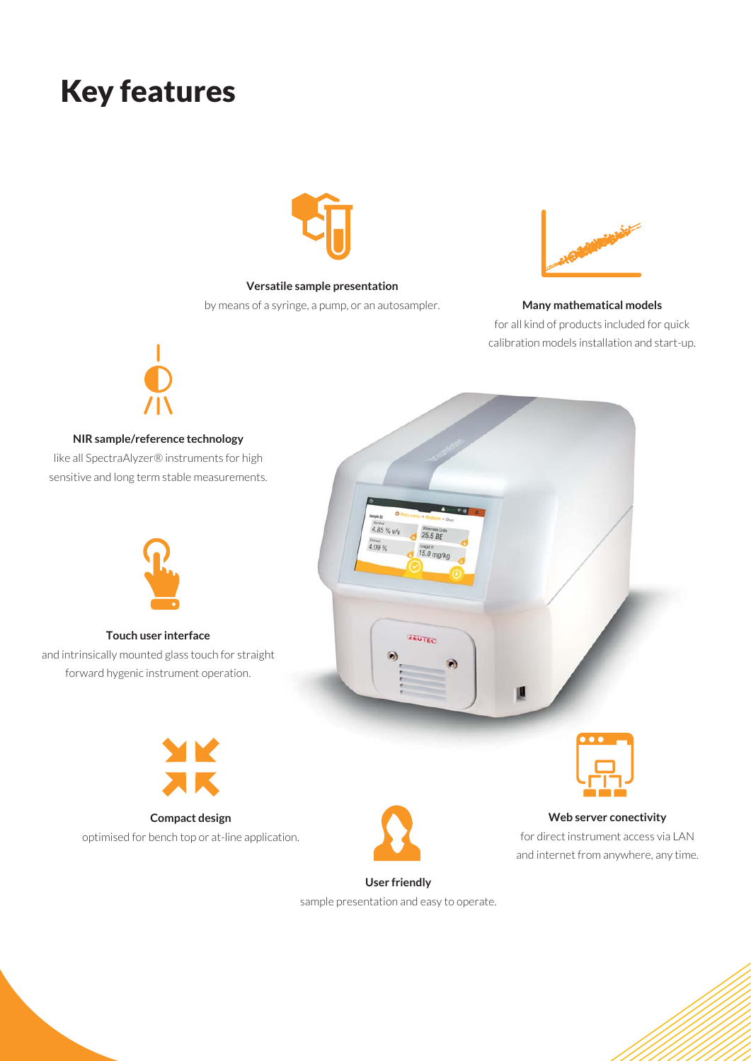# Key features

**Versatile sample presentation**
by means of a syringe, a pump, or an autosampler.

**Many mathematical models**
for all kind of products included for quick calibration models installation and start-up.

**NIR sample/reference technology**
like all SpectraAlyzer® instruments for high sensitive and long term stable measurements.

**Touch user interface**
and intrinsically mounted glass touch for straight forward hygenic instrument operation.

**Compact design**
optimised for bench top or at-line application.

**User friendly**
sample presentation and easy to operate.

**Web server conectivity**
for direct instrument access via LAN and internet from anywhere, any time.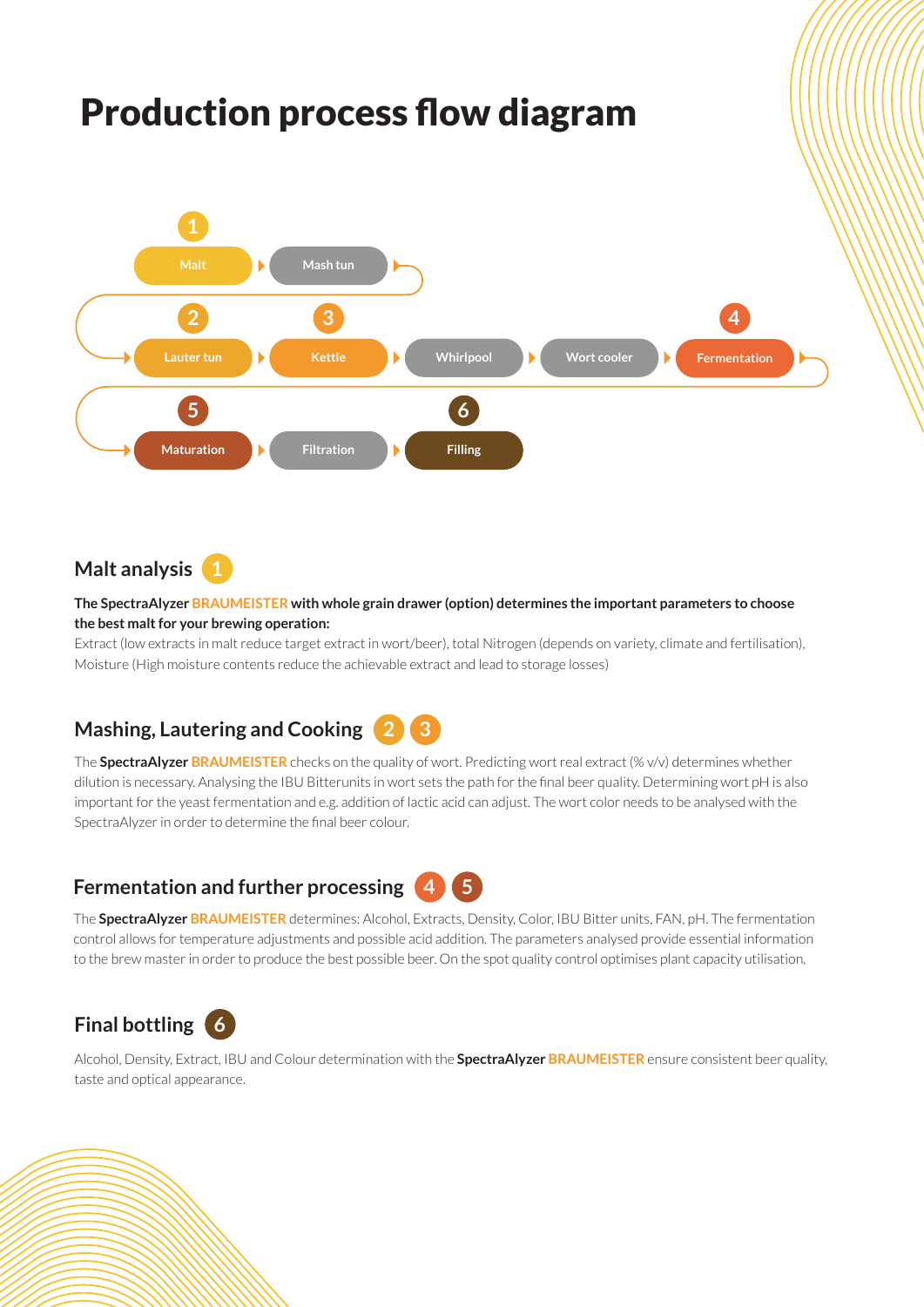# Production process flow diagram

1 Malt → Mash tun → 2 Lauter tun → 3 Kettle → Whirlpool → Wort cooler → 4 Fermentation → 5 Maturation → Filtration → 6 Filling

## Malt analysis 1

**The SpectraAlyzer BRAUMEISTER with whole grain drawer (option) determines the important parameters to choose the best malt for your brewing operation:**

Extract (low extracts in malt reduce target extract in wort/beer), total Nitrogen (depends on variety, climate and fertilisation), Moisture (High moisture contents reduce the achievable extract and lead to storage losses)

## Mashing, Lautering and Cooking 2 3

The **SpectraAlyzer BRAUMEISTER** checks on the quality of wort. Predicting wort real extract (% v/v) determines whether dilution is necessary. Analysing the IBU Bitterunits in wort sets the path for the final beer quality. Determining wort pH is also important for the yeast fermentation and e.g. addition of lactic acid can adjust. The wort color needs to be analysed with the SpectraAlyzer in order to determine the final beer colour.

## Fermentation and further processing 4 5

The **SpectraAlyzer BRAUMEISTER** determines: Alcohol, Extracts, Density, Color, IBU Bitter units, FAN, pH. The fermentation control allows for temperature adjustments and possible acid addition. The parameters analysed provide essential information to the brew master in order to produce the best possible beer. On the spot quality control optimises plant capacity utilisation.

## Final bottling 6

Alcohol, Density, Extract, IBU and Colour determination with the **SpectraAlyzer BRAUMEISTER** ensure consistent beer quality, taste and optical appearance.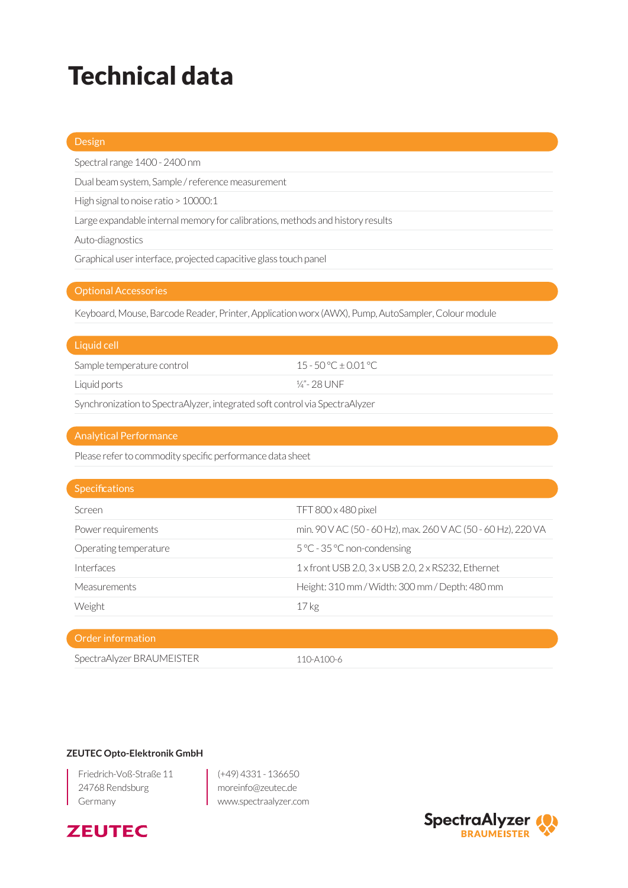# Technical data

## Design

- Spectral range 1400 - 2400 nm
- Dual beam system, Sample / reference measurement
- High signal to noise ratio > 10000:1
- Large expandable internal memory for calibrations, methods and history results
- Auto-diagnostics
- Graphical user interface, projected capacitive glass touch panel

## Optional Accessories

Keyboard, Mouse, Barcode Reader, Printer, Application worx (AWX), Pump, AutoSampler, Colour module

## Liquid cell

| | |
|---|---|
| Sample temperature control | 15 - 50 °C ± 0.01 °C |
| Liquid ports | ¼"- 28 UNF |

Synchronization to SpectraAlyzer, integrated soft control via SpectraAlyzer

## Analytical Performance

Please refer to commodity specific performance data sheet

## Specifications

| | |
|---|---|
| Screen | TFT 800 x 480 pixel |
| Power requirements | min. 90 V AC (50 - 60 Hz), max. 260 V AC (50 - 60 Hz), 220 VA |
| Operating temperature | 5 °C - 35 °C non-condensing |
| Interfaces | 1 x front USB 2.0, 3 x USB 2.0, 2 x RS232, Ethernet |
| Measurements | Height: 310 mm / Width: 300 mm / Depth: 480 mm |
| Weight | 17 kg |

## Order information

| | |
|---|---|
| SpectraAlyzer BRAUMEISTER | 110-A100-6 |

**ZEUTEC Opto-Elektronik GmbH**

Friedrich-Voß-Straße 11
24768 Rendsburg
Germany

(+49) 4331 - 136650
moreinfo@zeutec.de
www.spectraalyzer.com

ZEUTEC

SpectraAlyzer BRAUMEISTER